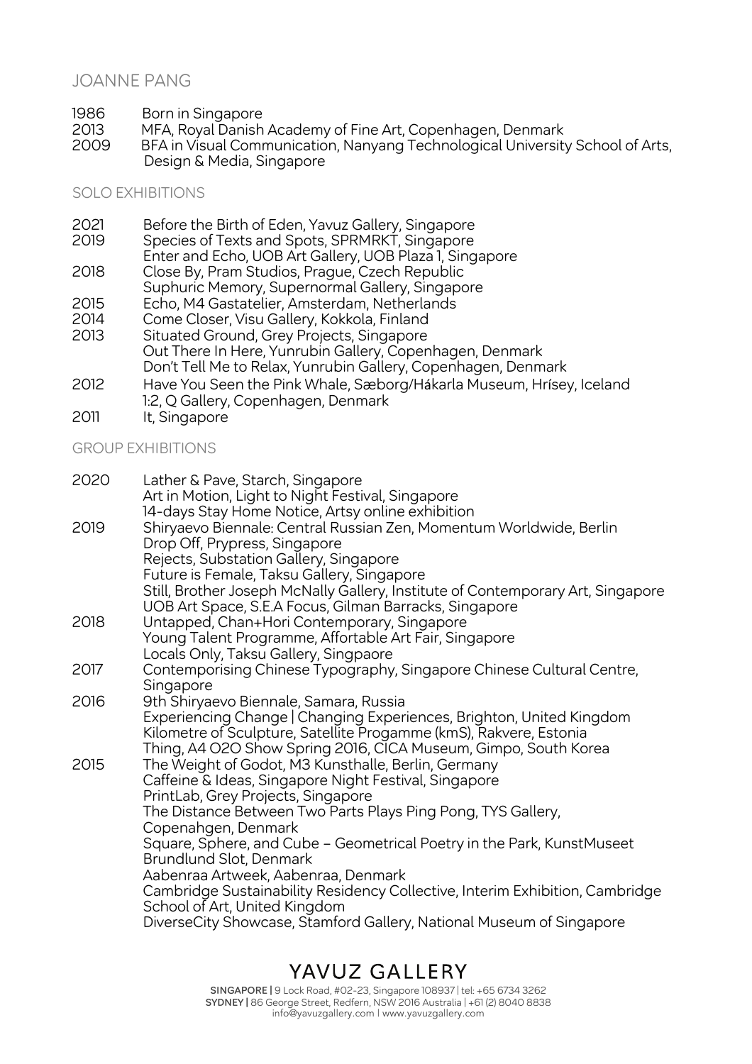# JOANNE PANG

1986 Born in Singapore
2013 MFA, Royal Danish Academy of Fine Art, Copenhagen, Denmark
2009 BFA in Visual Communication, Nanyang Technological University School of Arts, Design & Media, Singapore

## SOLO EXHIBITIONS

2021 Before the Birth of Eden, Yavuz Gallery, Singapore
2019 Species of Texts and Spots, SPRMRKT, Singapore
Enter and Echo, UOB Art Gallery, UOB Plaza 1, Singapore
2018 Close By, Pram Studios, Prague, Czech Republic
Suphuric Memory, Supernormal Gallery, Singapore
2015 Echo, M4 Gastatelier, Amsterdam, Netherlands
2014 Come Closer, Visu Gallery, Kokkola, Finland
2013 Situated Ground, Grey Projects, Singapore
Out There In Here, Yunrubin Gallery, Copenhagen, Denmark
Don't Tell Me to Relax, Yunrubin Gallery, Copenhagen, Denmark
2012 Have You Seen the Pink Whale, Sæborg/Hákarla Museum, Hrísey, Iceland
1:2, Q Gallery, Copenhagen, Denmark
2011 It, Singapore

## GROUP EXHIBITIONS

2020 Lather & Pave, Starch, Singapore
Art in Motion, Light to Night Festival, Singapore
14-days Stay Home Notice, Artsy online exhibition
2019 Shiryaevo Biennale: Central Russian Zen, Momentum Worldwide, Berlin
Drop Off, Prypress, Singapore
Rejects, Substation Gallery, Singapore
Future is Female, Taksu Gallery, Singapore
Still, Brother Joseph McNally Gallery, Institute of Contemporary Art, Singapore
UOB Art Space, S.E.A Focus, Gilman Barracks, Singapore
2018 Untapped, Chan+Hori Contemporary, Singapore
Young Talent Programme, Affortable Art Fair, Singapore
Locals Only, Taksu Gallery, Singpaore
2017 Contemporising Chinese Typography, Singapore Chinese Cultural Centre, Singapore
2016 9th Shiryaevo Biennale, Samara, Russia
Experiencing Change | Changing Experiences, Brighton, United Kingdom
Kilometre of Sculpture, Satellite Progamme (kmS), Rakvere, Estonia
Thing, A4 O2O Show Spring 2016, CICA Museum, Gimpo, South Korea
2015 The Weight of Godot, M3 Kunsthalle, Berlin, Germany
Caffeine & Ideas, Singapore Night Festival, Singapore
PrintLab, Grey Projects, Singapore
The Distance Between Two Parts Plays Ping Pong, TYS Gallery, Copenahgen, Denmark
Square, Sphere, and Cube – Geometrical Poetry in the Park, KunstMuseet Brundlund Slot, Denmark
Aabenraa Artweek, Aabenraa, Denmark
Cambridge Sustainability Residency Collective, Interim Exhibition, Cambridge School of Art, United Kingdom
DiverseCity Showcase, Stamford Gallery, National Museum of Singapore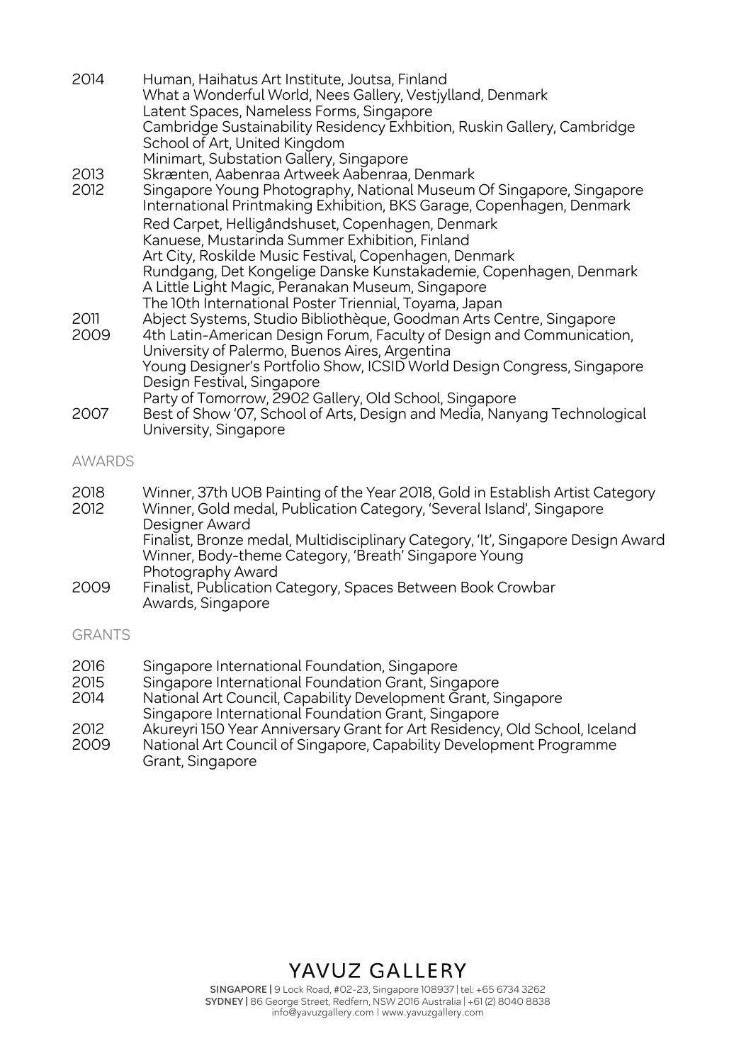| | |
|---|---|
| 2014 | Human, Haihatus Art Institute, Joutsa, Finland |
| | What a Wonderful World, Nees Gallery, Vestjylland, Denmark |
| | Latent Spaces, Nameless Forms, Singapore |
| | Cambridge Sustainability Residency Exhbition, Ruskin Gallery, Cambridge School of Art, United Kingdom |
| | Minimart, Substation Gallery, Singapore |
| 2013 | Skrænten, Aabenraa Artweek Aabenraa, Denmark |
| 2012 | Singapore Young Photography, National Museum Of Singapore, Singapore |
| | International Printmaking Exhibition, BKS Garage, Copenhagen, Denmark |
| | Red Carpet, Helligåndshuset, Copenhagen, Denmark |
| | Kanuese, Mustarinda Summer Exhibition, Finland |
| | Art City, Roskilde Music Festival, Copenhagen, Denmark |
| | Rundgang, Det Kongelige Danske Kunstakademie, Copenhagen, Denmark |
| | A Little Light Magic, Peranakan Museum, Singapore |
| | The 10th International Poster Triennial, Toyama, Japan |
| 2011 | Abject Systems, Studio Bibliothèque, Goodman Arts Centre, Singapore |
| 2009 | 4th Latin-American Design Forum, Faculty of Design and Communication, University of Palermo, Buenos Aires, Argentina |
| | Young Designer's Portfolio Show, ICSID World Design Congress, Singapore Design Festival, Singapore |
| | Party of Tomorrow, 2902 Gallery, Old School, Singapore |
| 2007 | Best of Show '07, School of Arts, Design and Media, Nanyang Technological University, Singapore |

## AWARDS

| | |
|---|---|
| 2018 | Winner, 37th UOB Painting of the Year 2018, Gold in Establish Artist Category |
| 2012 | Winner, Gold medal, Publication Category, 'Several Island', Singapore Designer Award |
| | Finalist, Bronze medal, Multidisciplinary Category, 'It', Singapore Design Award |
| | Winner, Body-theme Category, 'Breath' Singapore Young Photography Award |
| 2009 | Finalist, Publication Category, Spaces Between Book Crowbar Awards, Singapore |

## GRANTS

| | |
|---|---|
| 2016 | Singapore International Foundation, Singapore |
| 2015 | Singapore International Foundation Grant, Singapore |
| 2014 | National Art Council, Capability Development Grant, Singapore |
| | Singapore International Foundation Grant, Singapore |
| 2012 | Akureyri 150 Year Anniversary Grant for Art Residency, Old School, Iceland |
| 2009 | National Art Council of Singapore, Capability Development Programme Grant, Singapore |